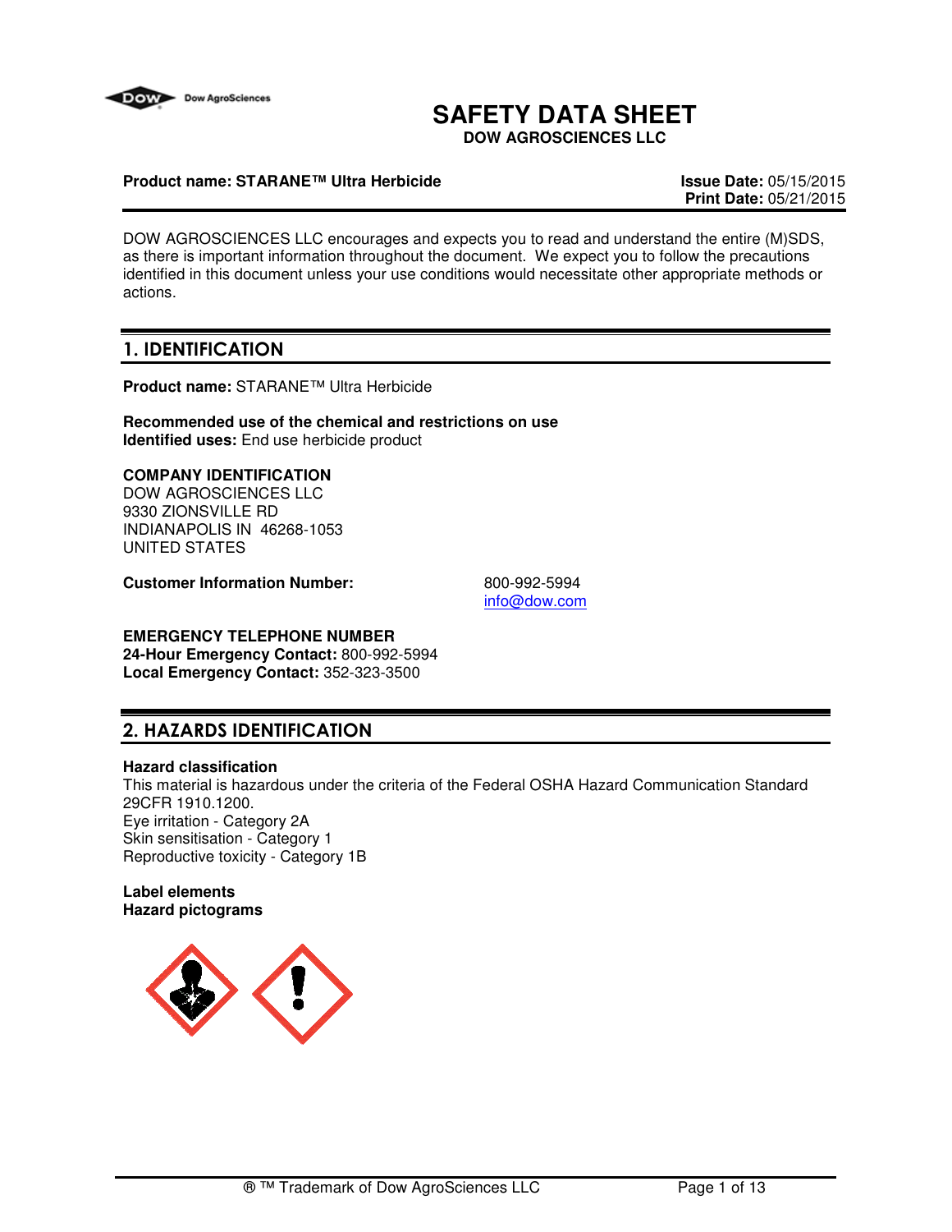# SAFETY DATA SHEET

**DOW AGROSCIENCES LLC**

**Product name: STARANE™ Ultra Herbicide**

**Issue Date:** 05/15/2015
**Print Date:** 05/21/2015

DOW AGROSCIENCES LLC encourages and expects you to read and understand the entire (M)SDS, as there is important information throughout the document. We expect you to follow the precautions identified in this document unless your use conditions would necessitate other appropriate methods or actions.

## 1. IDENTIFICATION

**Product name:** STARANE™ Ultra Herbicide

**Recommended use of the chemical and restrictions on use**
**Identified uses:** End use herbicide product

**COMPANY IDENTIFICATION**
DOW AGROSCIENCES LLC
9330 ZIONSVILLE RD
INDIANAPOLIS IN 46268-1053
UNITED STATES

**Customer Information Number:** 800-992-5994
info@dow.com

**EMERGENCY TELEPHONE NUMBER**
**24-Hour Emergency Contact:** 800-992-5994
**Local Emergency Contact:** 352-323-3500

## 2. HAZARDS IDENTIFICATION

**Hazard classification**
This material is hazardous under the criteria of the Federal OSHA Hazard Communication Standard 29CFR 1910.1200.
Eye irritation - Category 2A
Skin sensitisation - Category 1
Reproductive toxicity - Category 1B

**Label elements**
**Hazard pictograms**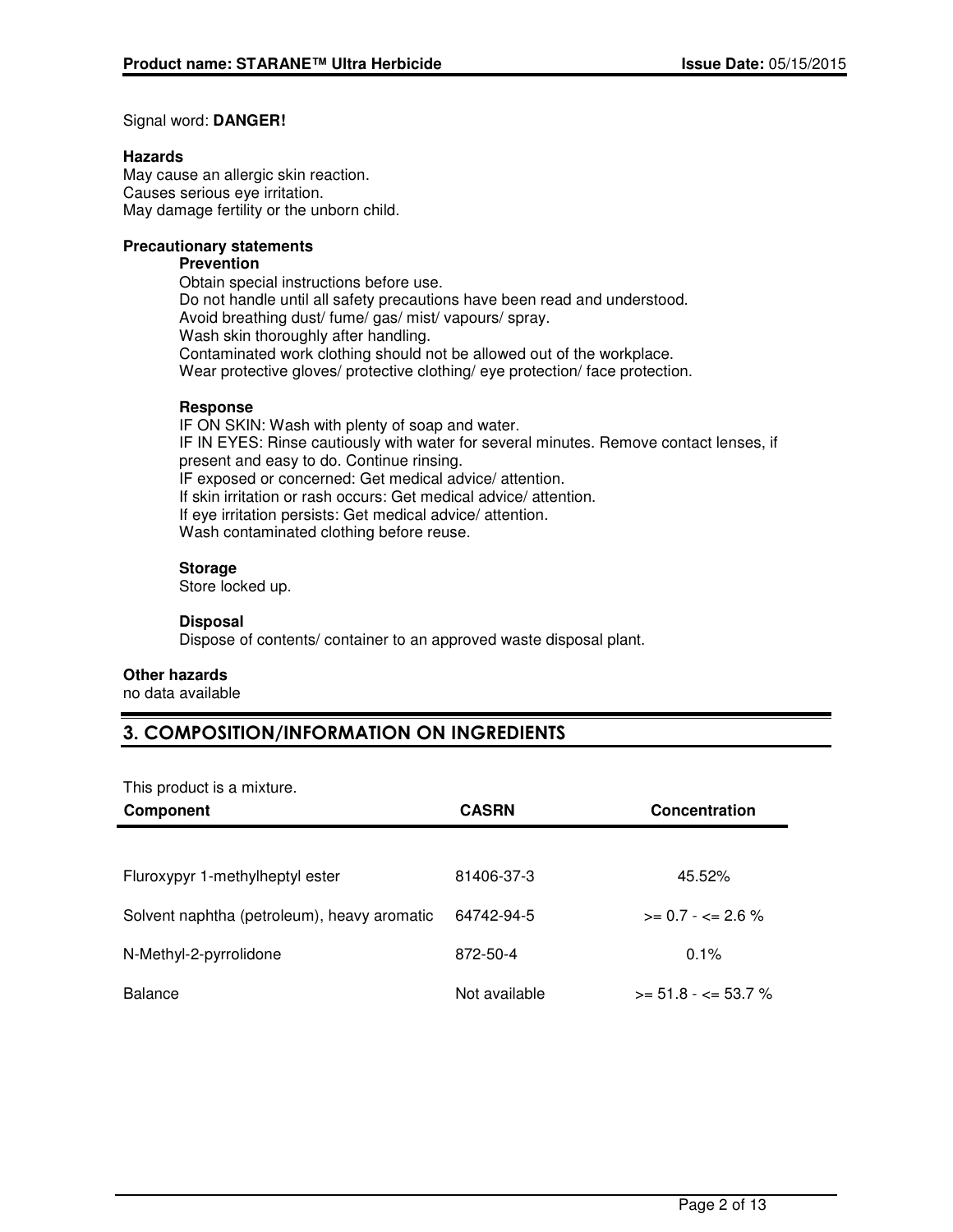Signal word: **DANGER!**

**Hazards**
May cause an allergic skin reaction.
Causes serious eye irritation.
May damage fertility or the unborn child.

**Precautionary statements**

**Prevention**

Obtain special instructions before use.
Do not handle until all safety precautions have been read and understood.
Avoid breathing dust/ fume/ gas/ mist/ vapours/ spray.
Wash skin thoroughly after handling.
Contaminated work clothing should not be allowed out of the workplace.
Wear protective gloves/ protective clothing/ eye protection/ face protection.

**Response**

IF ON SKIN: Wash with plenty of soap and water.
IF IN EYES: Rinse cautiously with water for several minutes. Remove contact lenses, if present and easy to do. Continue rinsing.
IF exposed or concerned: Get medical advice/ attention.
If skin irritation or rash occurs: Get medical advice/ attention.
If eye irritation persists: Get medical advice/ attention.
Wash contaminated clothing before reuse.

**Storage**

Store locked up.

**Disposal**

Dispose of contents/ container to an approved waste disposal plant.

**Other hazards**
no data available

## 3. COMPOSITION/INFORMATION ON INGREDIENTS

This product is a mixture.

| Component | CASRN | Concentration |
|---|---|---|
| Fluroxypyr 1-methylheptyl ester | 81406-37-3 | 45.52% |
| Solvent naphtha (petroleum), heavy aromatic | 64742-94-5 | >= 0.7 - <= 2.6 % |
| N-Methyl-2-pyrrolidone | 872-50-4 | 0.1% |
| Balance | Not available | >= 51.8 - <= 53.7 % |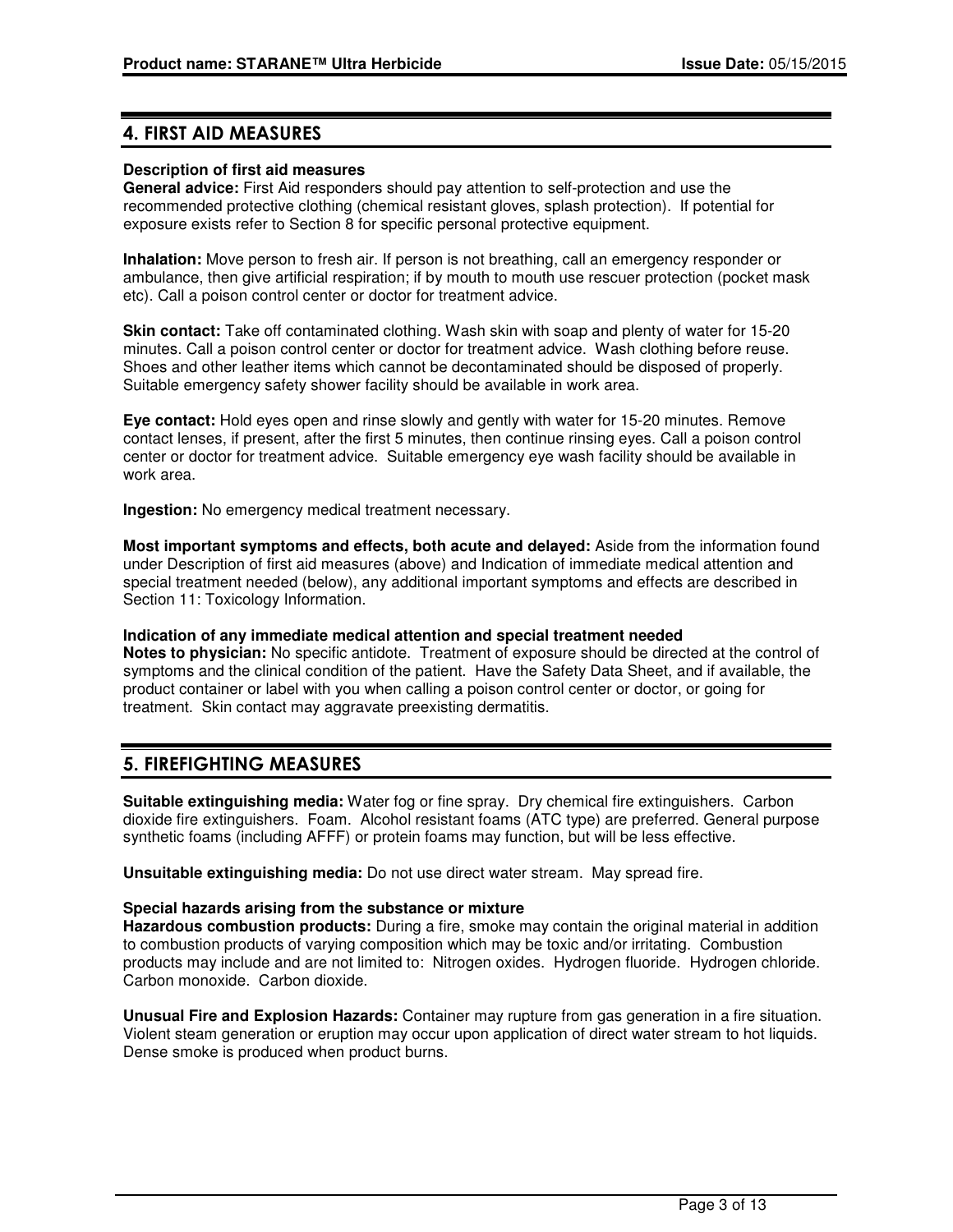## 4. FIRST AID MEASURES

**Description of first aid measures**

**General advice:** First Aid responders should pay attention to self-protection and use the recommended protective clothing (chemical resistant gloves, splash protection). If potential for exposure exists refer to Section 8 for specific personal protective equipment.

**Inhalation:** Move person to fresh air. If person is not breathing, call an emergency responder or ambulance, then give artificial respiration; if by mouth to mouth use rescuer protection (pocket mask etc). Call a poison control center or doctor for treatment advice.

**Skin contact:** Take off contaminated clothing. Wash skin with soap and plenty of water for 15-20 minutes. Call a poison control center or doctor for treatment advice. Wash clothing before reuse. Shoes and other leather items which cannot be decontaminated should be disposed of properly. Suitable emergency safety shower facility should be available in work area.

**Eye contact:** Hold eyes open and rinse slowly and gently with water for 15-20 minutes. Remove contact lenses, if present, after the first 5 minutes, then continue rinsing eyes. Call a poison control center or doctor for treatment advice. Suitable emergency eye wash facility should be available in work area.

**Ingestion:** No emergency medical treatment necessary.

**Most important symptoms and effects, both acute and delayed:** Aside from the information found under Description of first aid measures (above) and Indication of immediate medical attention and special treatment needed (below), any additional important symptoms and effects are described in Section 11: Toxicology Information.

**Indication of any immediate medical attention and special treatment needed**

**Notes to physician:** No specific antidote. Treatment of exposure should be directed at the control of symptoms and the clinical condition of the patient. Have the Safety Data Sheet, and if available, the product container or label with you when calling a poison control center or doctor, or going for treatment. Skin contact may aggravate preexisting dermatitis.

## 5. FIREFIGHTING MEASURES

**Suitable extinguishing media:** Water fog or fine spray. Dry chemical fire extinguishers. Carbon dioxide fire extinguishers. Foam. Alcohol resistant foams (ATC type) are preferred. General purpose synthetic foams (including AFFF) or protein foams may function, but will be less effective.

**Unsuitable extinguishing media:** Do not use direct water stream. May spread fire.

**Special hazards arising from the substance or mixture**

**Hazardous combustion products:** During a fire, smoke may contain the original material in addition to combustion products of varying composition which may be toxic and/or irritating. Combustion products may include and are not limited to: Nitrogen oxides. Hydrogen fluoride. Hydrogen chloride. Carbon monoxide. Carbon dioxide.

**Unusual Fire and Explosion Hazards:** Container may rupture from gas generation in a fire situation. Violent steam generation or eruption may occur upon application of direct water stream to hot liquids. Dense smoke is produced when product burns.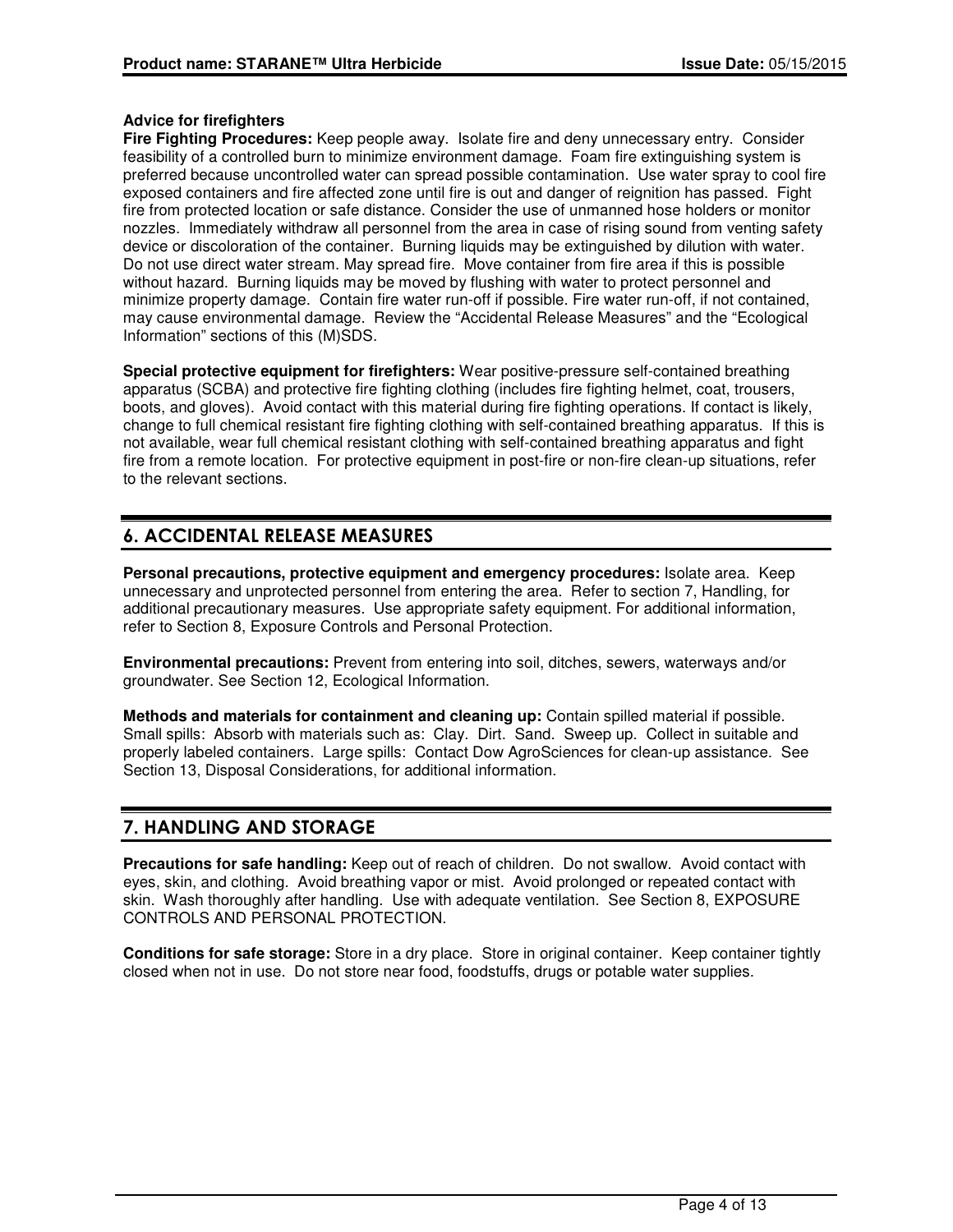**Advice for firefighters**

**Fire Fighting Procedures:** Keep people away. Isolate fire and deny unnecessary entry. Consider feasibility of a controlled burn to minimize environment damage. Foam fire extinguishing system is preferred because uncontrolled water can spread possible contamination. Use water spray to cool fire exposed containers and fire affected zone until fire is out and danger of reignition has passed. Fight fire from protected location or safe distance. Consider the use of unmanned hose holders or monitor nozzles. Immediately withdraw all personnel from the area in case of rising sound from venting safety device or discoloration of the container. Burning liquids may be extinguished by dilution with water. Do not use direct water stream. May spread fire. Move container from fire area if this is possible without hazard. Burning liquids may be moved by flushing with water to protect personnel and minimize property damage. Contain fire water run-off if possible. Fire water run-off, if not contained, may cause environmental damage. Review the "Accidental Release Measures" and the "Ecological Information" sections of this (M)SDS.

**Special protective equipment for firefighters:** Wear positive-pressure self-contained breathing apparatus (SCBA) and protective fire fighting clothing (includes fire fighting helmet, coat, trousers, boots, and gloves). Avoid contact with this material during fire fighting operations. If contact is likely, change to full chemical resistant fire fighting clothing with self-contained breathing apparatus. If this is not available, wear full chemical resistant clothing with self-contained breathing apparatus and fight fire from a remote location. For protective equipment in post-fire or non-fire clean-up situations, refer to the relevant sections.

## 6. ACCIDENTAL RELEASE MEASURES

**Personal precautions, protective equipment and emergency procedures:** Isolate area. Keep unnecessary and unprotected personnel from entering the area. Refer to section 7, Handling, for additional precautionary measures. Use appropriate safety equipment. For additional information, refer to Section 8, Exposure Controls and Personal Protection.

**Environmental precautions:** Prevent from entering into soil, ditches, sewers, waterways and/or groundwater. See Section 12, Ecological Information.

**Methods and materials for containment and cleaning up:** Contain spilled material if possible. Small spills: Absorb with materials such as: Clay. Dirt. Sand. Sweep up. Collect in suitable and properly labeled containers. Large spills: Contact Dow AgroSciences for clean-up assistance. See Section 13, Disposal Considerations, for additional information.

## 7. HANDLING AND STORAGE

**Precautions for safe handling:** Keep out of reach of children. Do not swallow. Avoid contact with eyes, skin, and clothing. Avoid breathing vapor or mist. Avoid prolonged or repeated contact with skin. Wash thoroughly after handling. Use with adequate ventilation. See Section 8, EXPOSURE CONTROLS AND PERSONAL PROTECTION.

**Conditions for safe storage:** Store in a dry place. Store in original container. Keep container tightly closed when not in use. Do not store near food, foodstuffs, drugs or potable water supplies.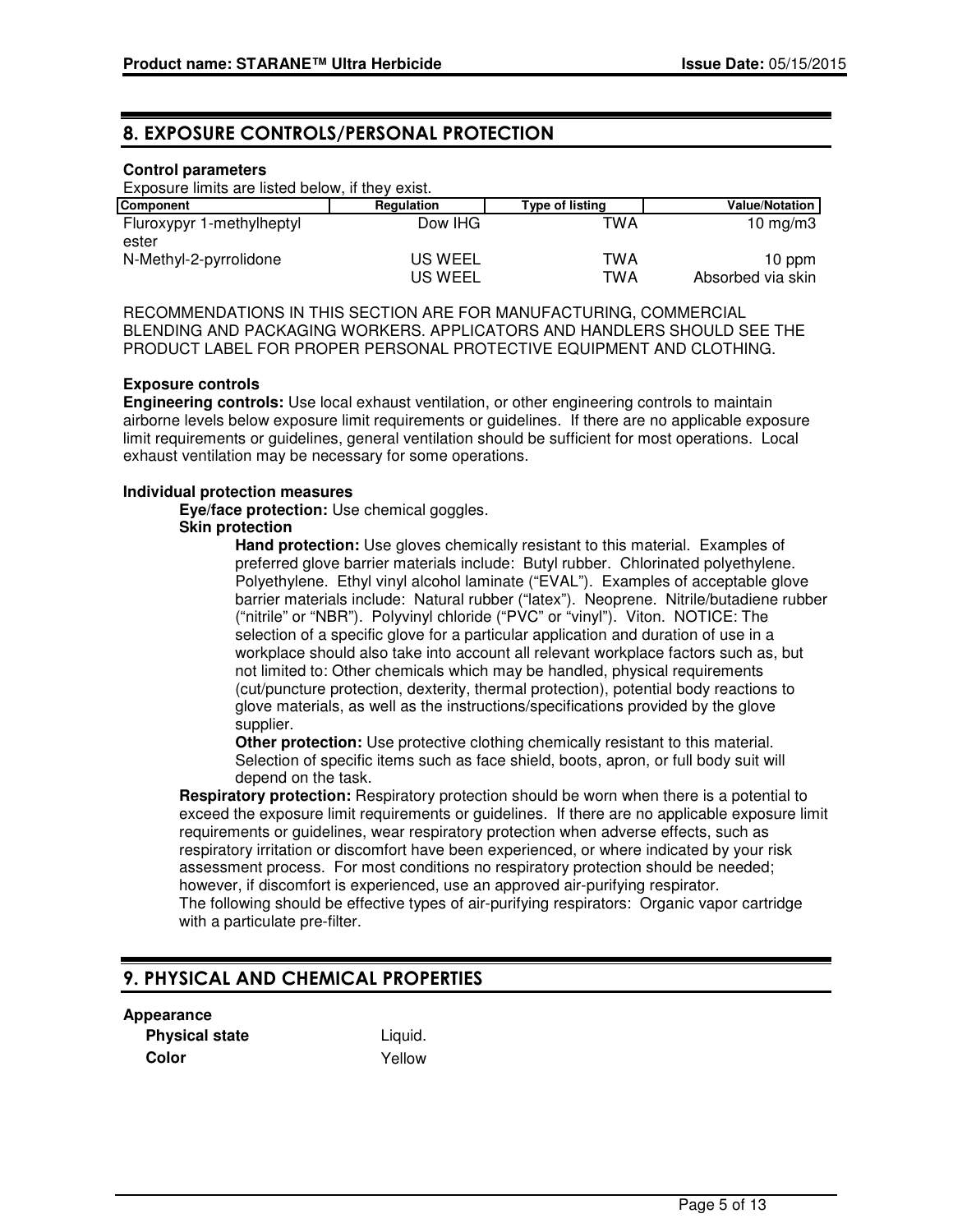## 8. EXPOSURE CONTROLS/PERSONAL PROTECTION

**Control parameters**

Exposure limits are listed below, if they exist.

| Component | Regulation | Type of listing | Value/Notation |
|---|---|---|---|
| Fluroxypyr 1-methylheptyl ester | Dow IHG | TWA | 10 mg/m3 |
| N-Methyl-2-pyrrolidone | US WEEL | TWA | 10 ppm |
| | US WEEL | TWA | Absorbed via skin |

RECOMMENDATIONS IN THIS SECTION ARE FOR MANUFACTURING, COMMERCIAL BLENDING AND PACKAGING WORKERS. APPLICATORS AND HANDLERS SHOULD SEE THE PRODUCT LABEL FOR PROPER PERSONAL PROTECTIVE EQUIPMENT AND CLOTHING.

**Exposure controls**

**Engineering controls:** Use local exhaust ventilation, or other engineering controls to maintain airborne levels below exposure limit requirements or guidelines. If there are no applicable exposure limit requirements or guidelines, general ventilation should be sufficient for most operations. Local exhaust ventilation may be necessary for some operations.

**Individual protection measures**

**Eye/face protection:** Use chemical goggles.

**Skin protection**

**Hand protection:** Use gloves chemically resistant to this material. Examples of preferred glove barrier materials include: Butyl rubber. Chlorinated polyethylene. Polyethylene. Ethyl vinyl alcohol laminate ("EVAL"). Examples of acceptable glove barrier materials include: Natural rubber ("latex"). Neoprene. Nitrile/butadiene rubber ("nitrile" or "NBR"). Polyvinyl chloride ("PVC" or "vinyl"). Viton. NOTICE: The selection of a specific glove for a particular application and duration of use in a workplace should also take into account all relevant workplace factors such as, but not limited to: Other chemicals which may be handled, physical requirements (cut/puncture protection, dexterity, thermal protection), potential body reactions to glove materials, as well as the instructions/specifications provided by the glove supplier.

**Other protection:** Use protective clothing chemically resistant to this material. Selection of specific items such as face shield, boots, apron, or full body suit will depend on the task.

**Respiratory protection:** Respiratory protection should be worn when there is a potential to exceed the exposure limit requirements or guidelines. If there are no applicable exposure limit requirements or guidelines, wear respiratory protection when adverse effects, such as respiratory irritation or discomfort have been experienced, or where indicated by your risk assessment process. For most conditions no respiratory protection should be needed; however, if discomfort is experienced, use an approved air-purifying respirator.
The following should be effective types of air-purifying respirators: Organic vapor cartridge with a particulate pre-filter.

## 9. PHYSICAL AND CHEMICAL PROPERTIES

**Appearance**

| | |
|---|---|
| **Physical state** | Liquid. |
| **Color** | Yellow |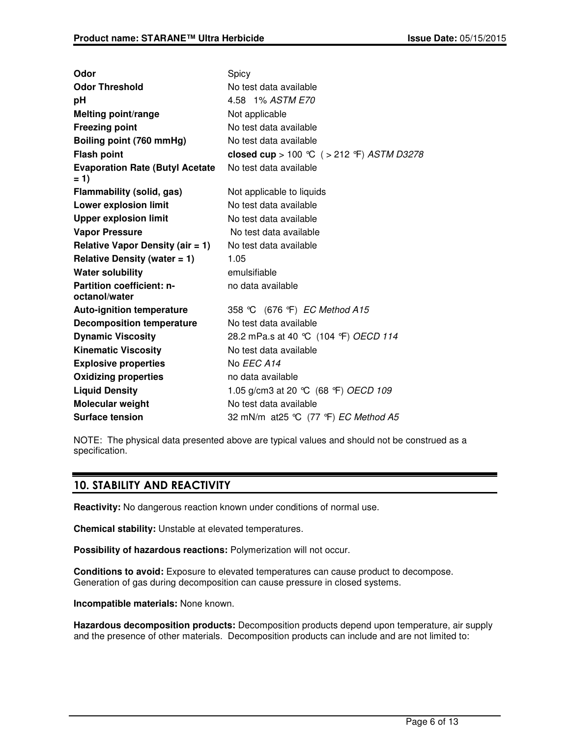| | |
|---|---|
| **Odor** | Spicy |
| **Odor Threshold** | No test data available |
| **pH** | 4.58 1% *ASTM E70* |
| **Melting point/range** | Not applicable |
| **Freezing point** | No test data available |
| **Boiling point (760 mmHg)** | No test data available |
| **Flash point** | **closed cup** > 100 °C ( > 212 °F) *ASTM D3278* |
| **Evaporation Rate (Butyl Acetate = 1)** | No test data available |
| **Flammability (solid, gas)** | Not applicable to liquids |
| **Lower explosion limit** | No test data available |
| **Upper explosion limit** | No test data available |
| **Vapor Pressure** | No test data available |
| **Relative Vapor Density (air = 1)** | No test data available |
| **Relative Density (water = 1)** | 1.05 |
| **Water solubility** | emulsifiable |
| **Partition coefficient: n-octanol/water** | no data available |
| **Auto-ignition temperature** | 358 °C (676 °F) *EC Method A15* |
| **Decomposition temperature** | No test data available |
| **Dynamic Viscosity** | 28.2 mPa.s at 40 °C (104 °F) *OECD 114* |
| **Kinematic Viscosity** | No test data available |
| **Explosive properties** | No *EEC A14* |
| **Oxidizing properties** | no data available |
| **Liquid Density** | 1.05 g/cm3 at 20 °C (68 °F) *OECD 109* |
| **Molecular weight** | No test data available |
| **Surface tension** | 32 mN/m at25 °C (77 °F) *EC Method A5* |

NOTE: The physical data presented above are typical values and should not be construed as a specification.

## 10. STABILITY AND REACTIVITY

**Reactivity:** No dangerous reaction known under conditions of normal use.

**Chemical stability:** Unstable at elevated temperatures.

**Possibility of hazardous reactions:** Polymerization will not occur.

**Conditions to avoid:** Exposure to elevated temperatures can cause product to decompose. Generation of gas during decomposition can cause pressure in closed systems.

**Incompatible materials:** None known.

**Hazardous decomposition products:** Decomposition products depend upon temperature, air supply and the presence of other materials. Decomposition products can include and are not limited to: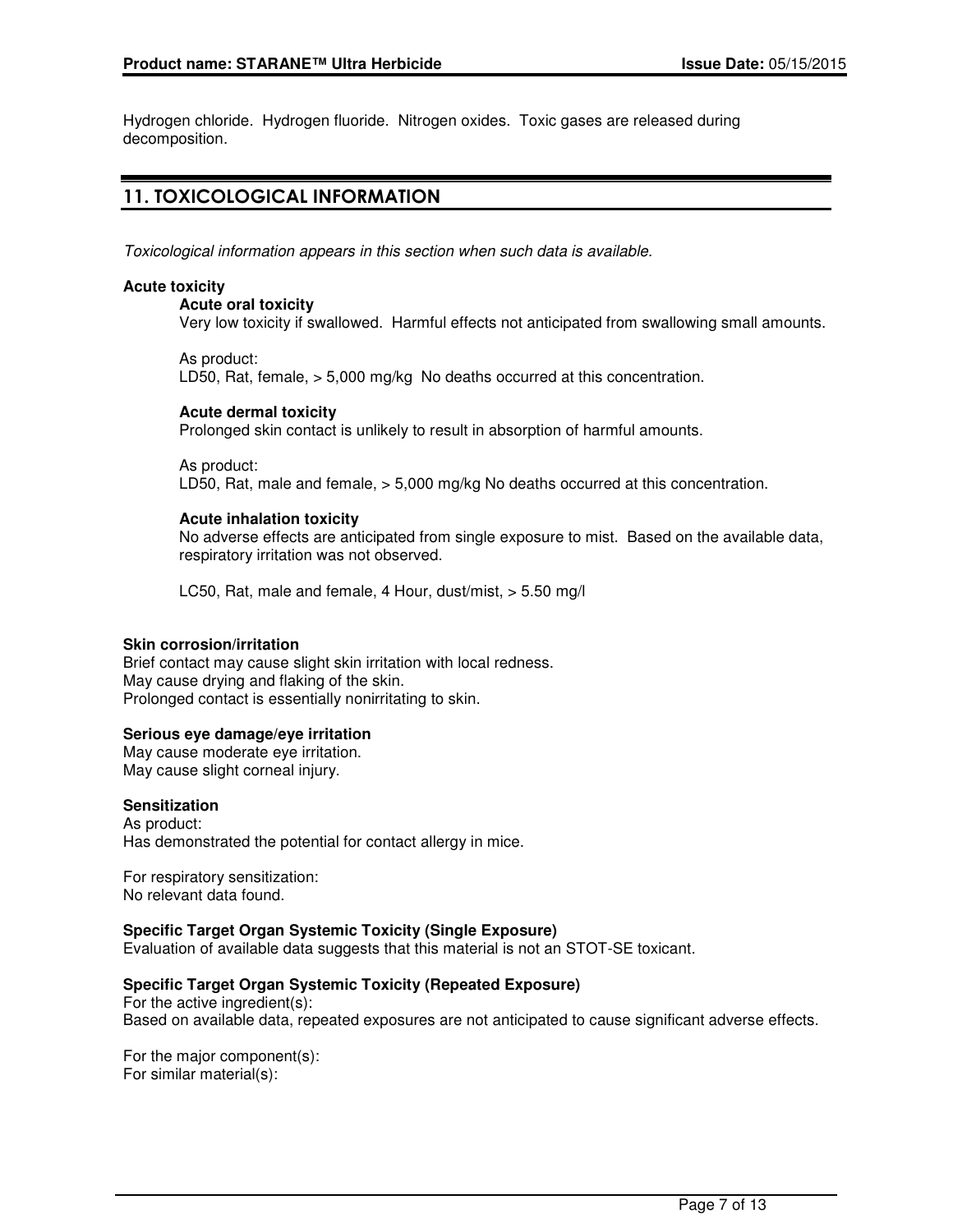Hydrogen chloride. Hydrogen fluoride. Nitrogen oxides. Toxic gases are released during decomposition.

## 11. TOXICOLOGICAL INFORMATION

*Toxicological information appears in this section when such data is available.*

**Acute toxicity**

**Acute oral toxicity**

Very low toxicity if swallowed. Harmful effects not anticipated from swallowing small amounts.

As product:
LD50, Rat, female, > 5,000 mg/kg No deaths occurred at this concentration.

**Acute dermal toxicity**

Prolonged skin contact is unlikely to result in absorption of harmful amounts.

As product:
LD50, Rat, male and female, > 5,000 mg/kg No deaths occurred at this concentration.

**Acute inhalation toxicity**

No adverse effects are anticipated from single exposure to mist. Based on the available data, respiratory irritation was not observed.

LC50, Rat, male and female, 4 Hour, dust/mist, > 5.50 mg/l

**Skin corrosion/irritation**

Brief contact may cause slight skin irritation with local redness.
May cause drying and flaking of the skin.
Prolonged contact is essentially nonirritating to skin.

**Serious eye damage/eye irritation**

May cause moderate eye irritation.
May cause slight corneal injury.

**Sensitization**

As product:
Has demonstrated the potential for contact allergy in mice.

For respiratory sensitization:
No relevant data found.

**Specific Target Organ Systemic Toxicity (Single Exposure)**

Evaluation of available data suggests that this material is not an STOT-SE toxicant.

**Specific Target Organ Systemic Toxicity (Repeated Exposure)**

For the active ingredient(s):
Based on available data, repeated exposures are not anticipated to cause significant adverse effects.

For the major component(s):
For similar material(s):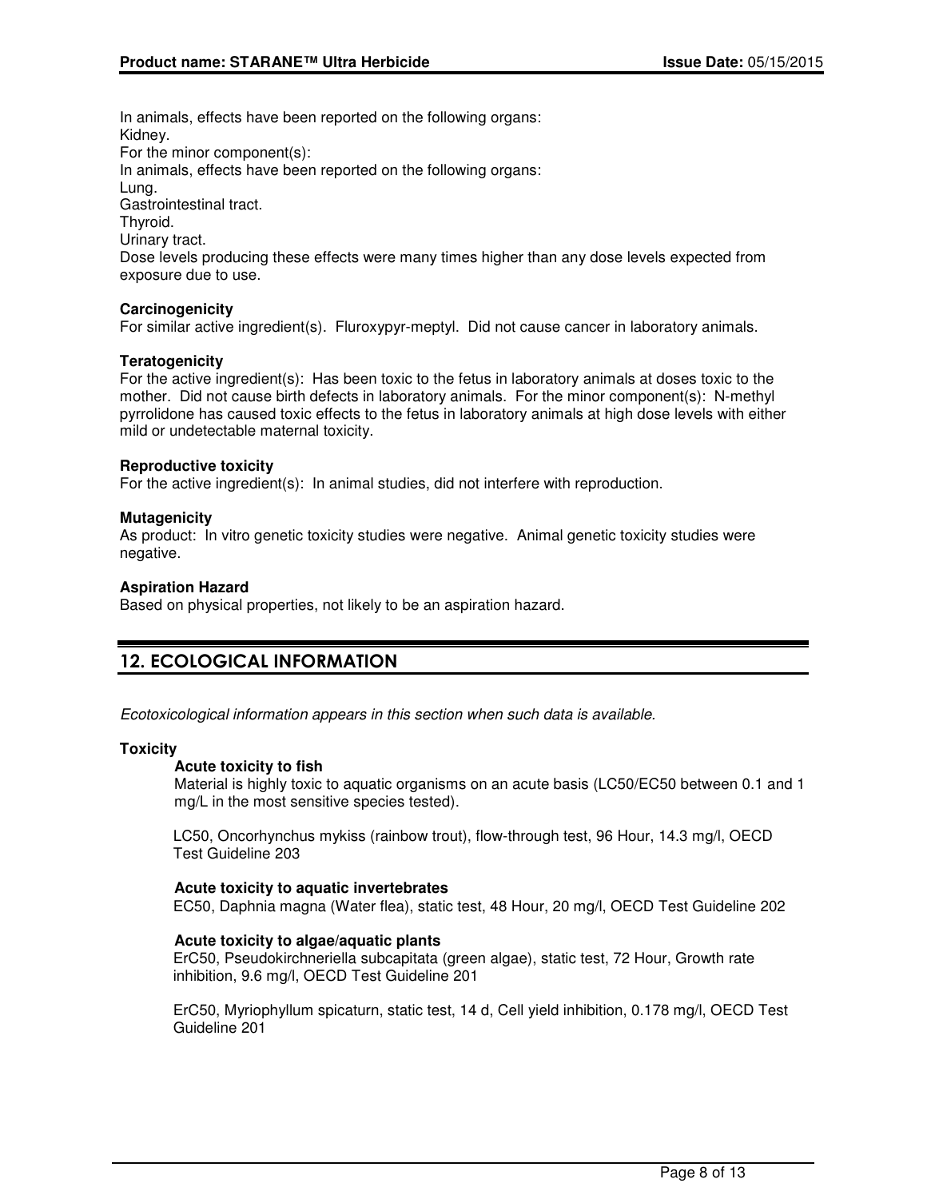In animals, effects have been reported on the following organs:
Kidney.
For the minor component(s):
In animals, effects have been reported on the following organs:
Lung.
Gastrointestinal tract.
Thyroid.
Urinary tract.
Dose levels producing these effects were many times higher than any dose levels expected from exposure due to use.

**Carcinogenicity**
For similar active ingredient(s). Fluroxypyr-meptyl. Did not cause cancer in laboratory animals.

**Teratogenicity**
For the active ingredient(s): Has been toxic to the fetus in laboratory animals at doses toxic to the mother. Did not cause birth defects in laboratory animals. For the minor component(s): N-methyl pyrrolidone has caused toxic effects to the fetus in laboratory animals at high dose levels with either mild or undetectable maternal toxicity.

**Reproductive toxicity**
For the active ingredient(s): In animal studies, did not interfere with reproduction.

**Mutagenicity**
As product: In vitro genetic toxicity studies were negative. Animal genetic toxicity studies were negative.

**Aspiration Hazard**
Based on physical properties, not likely to be an aspiration hazard.

## 12. ECOLOGICAL INFORMATION

*Ecotoxicological information appears in this section when such data is available.*

**Toxicity**

**Acute toxicity to fish**
Material is highly toxic to aquatic organisms on an acute basis (LC50/EC50 between 0.1 and 1 mg/L in the most sensitive species tested).

LC50, Oncorhynchus mykiss (rainbow trout), flow-through test, 96 Hour, 14.3 mg/l, OECD Test Guideline 203

**Acute toxicity to aquatic invertebrates**
EC50, Daphnia magna (Water flea), static test, 48 Hour, 20 mg/l, OECD Test Guideline 202

**Acute toxicity to algae/aquatic plants**
ErC50, Pseudokirchneriella subcapitata (green algae), static test, 72 Hour, Growth rate inhibition, 9.6 mg/l, OECD Test Guideline 201

ErC50, Myriophyllum spicaturn, static test, 14 d, Cell yield inhibition, 0.178 mg/l, OECD Test Guideline 201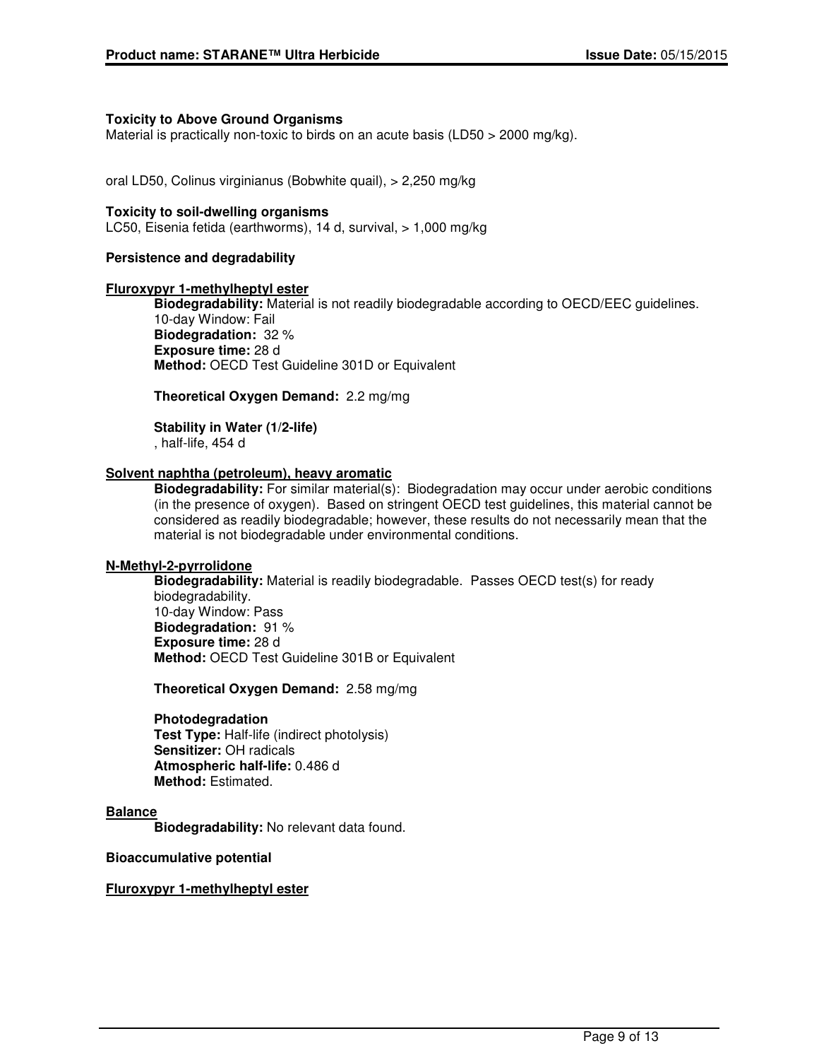**Toxicity to Above Ground Organisms**
Material is practically non-toxic to birds on an acute basis (LD50 > 2000 mg/kg).

oral LD50, Colinus virginianus (Bobwhite quail), > 2,250 mg/kg

**Toxicity to soil-dwelling organisms**
LC50, Eisenia fetida (earthworms), 14 d, survival, > 1,000 mg/kg

**Persistence and degradability**

**Fluroxypyr 1-methylheptyl ester**

**Biodegradability:** Material is not readily biodegradable according to OECD/EEC guidelines.
10-day Window: Fail
**Biodegradation:** 32 %
**Exposure time:** 28 d
**Method:** OECD Test Guideline 301D or Equivalent

**Theoretical Oxygen Demand:** 2.2 mg/mg

**Stability in Water (1/2-life)**
, half-life, 454 d

**Solvent naphtha (petroleum), heavy aromatic**

**Biodegradability:** For similar material(s): Biodegradation may occur under aerobic conditions (in the presence of oxygen). Based on stringent OECD test guidelines, this material cannot be considered as readily biodegradable; however, these results do not necessarily mean that the material is not biodegradable under environmental conditions.

**N-Methyl-2-pyrrolidone**

**Biodegradability:** Material is readily biodegradable. Passes OECD test(s) for ready biodegradability.
10-day Window: Pass
**Biodegradation:** 91 %
**Exposure time:** 28 d
**Method:** OECD Test Guideline 301B or Equivalent

**Theoretical Oxygen Demand:** 2.58 mg/mg

**Photodegradation**
**Test Type:** Half-life (indirect photolysis)
**Sensitizer:** OH radicals
**Atmospheric half-life:** 0.486 d
**Method:** Estimated.

**Balance**

**Biodegradability:** No relevant data found.

**Bioaccumulative potential**

**Fluroxypyr 1-methylheptyl ester**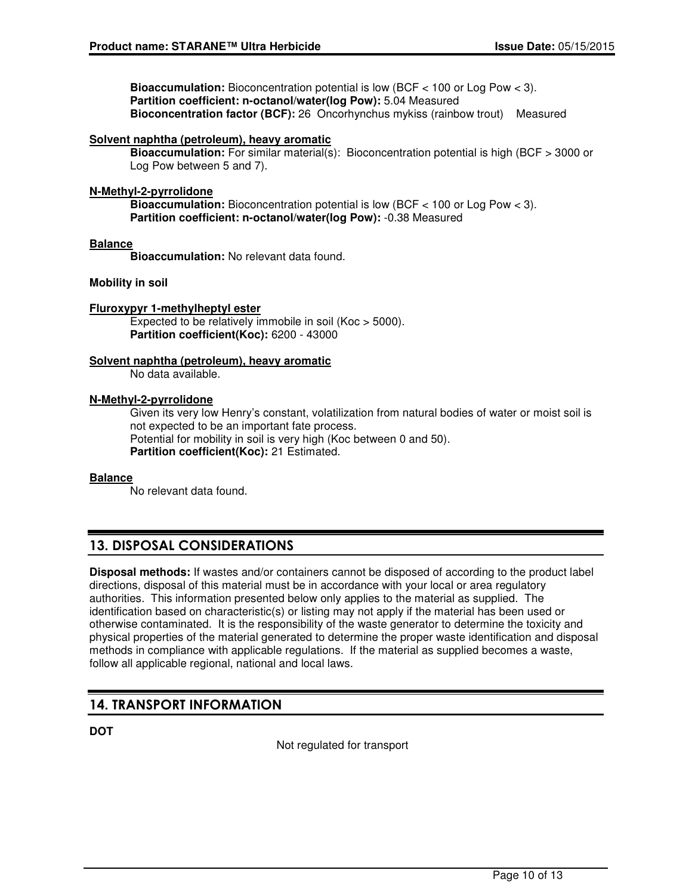**Bioaccumulation:** Bioconcentration potential is low (BCF < 100 or Log Pow < 3).
**Partition coefficient: n-octanol/water(log Pow):** 5.04 Measured
**Bioconcentration factor (BCF):** 26 Oncorhynchus mykiss (rainbow trout) Measured

**Solvent naphtha (petroleum), heavy aromatic**

**Bioaccumulation:** For similar material(s): Bioconcentration potential is high (BCF > 3000 or Log Pow between 5 and 7).

**N-Methyl-2-pyrrolidone**

**Bioaccumulation:** Bioconcentration potential is low (BCF < 100 or Log Pow < 3).
**Partition coefficient: n-octanol/water(log Pow):** -0.38 Measured

**Balance**

**Bioaccumulation:** No relevant data found.

**Mobility in soil**

**Fluroxypyr 1-methylheptyl ester**

Expected to be relatively immobile in soil (Koc > 5000).
**Partition coefficient(Koc):** 6200 - 43000

**Solvent naphtha (petroleum), heavy aromatic**

No data available.

**N-Methyl-2-pyrrolidone**

Given its very low Henry's constant, volatilization from natural bodies of water or moist soil is not expected to be an important fate process.
Potential for mobility in soil is very high (Koc between 0 and 50).
**Partition coefficient(Koc):** 21 Estimated.

**Balance**

No relevant data found.

## 13. DISPOSAL CONSIDERATIONS

**Disposal methods:** If wastes and/or containers cannot be disposed of according to the product label directions, disposal of this material must be in accordance with your local or area regulatory authorities. This information presented below only applies to the material as supplied. The identification based on characteristic(s) or listing may not apply if the material has been used or otherwise contaminated. It is the responsibility of the waste generator to determine the toxicity and physical properties of the material generated to determine the proper waste identification and disposal methods in compliance with applicable regulations. If the material as supplied becomes a waste, follow all applicable regional, national and local laws.

## 14. TRANSPORT INFORMATION

**DOT**

Not regulated for transport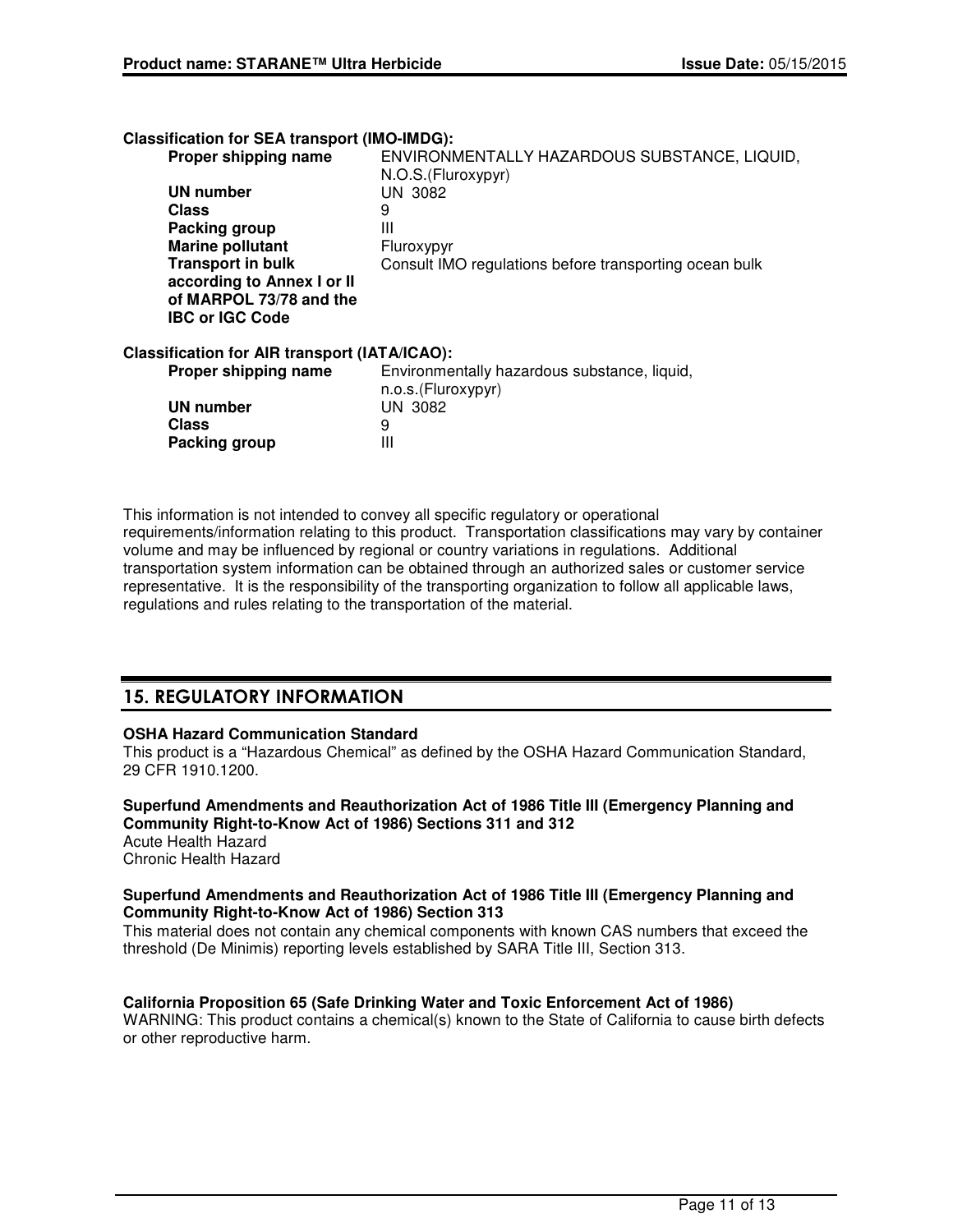**Classification for SEA transport (IMO-IMDG):**

| | |
|---|---|
| **Proper shipping name** | ENVIRONMENTALLY HAZARDOUS SUBSTANCE, LIQUID, N.O.S.(Fluroxypyr) |
| **UN number** | UN 3082 |
| **Class** | 9 |
| **Packing group** | III |
| **Marine pollutant** | Fluroxypyr |
| **Transport in bulk according to Annex I or II of MARPOL 73/78 and the IBC or IGC Code** | Consult IMO regulations before transporting ocean bulk |

**Classification for AIR transport (IATA/ICAO):**

| | |
|---|---|
| **Proper shipping name** | Environmentally hazardous substance, liquid, n.o.s.(Fluroxypyr) |
| **UN number** | UN 3082 |
| **Class** | 9 |
| **Packing group** | III |

This information is not intended to convey all specific regulatory or operational requirements/information relating to this product. Transportation classifications may vary by container volume and may be influenced by regional or country variations in regulations. Additional transportation system information can be obtained through an authorized sales or customer service representative. It is the responsibility of the transporting organization to follow all applicable laws, regulations and rules relating to the transportation of the material.

## 15. REGULATORY INFORMATION

**OSHA Hazard Communication Standard**
This product is a “Hazardous Chemical” as defined by the OSHA Hazard Communication Standard, 29 CFR 1910.1200.

**Superfund Amendments and Reauthorization Act of 1986 Title III (Emergency Planning and Community Right-to-Know Act of 1986) Sections 311 and 312**
Acute Health Hazard
Chronic Health Hazard

**Superfund Amendments and Reauthorization Act of 1986 Title III (Emergency Planning and Community Right-to-Know Act of 1986) Section 313**
This material does not contain any chemical components with known CAS numbers that exceed the threshold (De Minimis) reporting levels established by SARA Title III, Section 313.

**California Proposition 65 (Safe Drinking Water and Toxic Enforcement Act of 1986)**
WARNING: This product contains a chemical(s) known to the State of California to cause birth defects or other reproductive harm.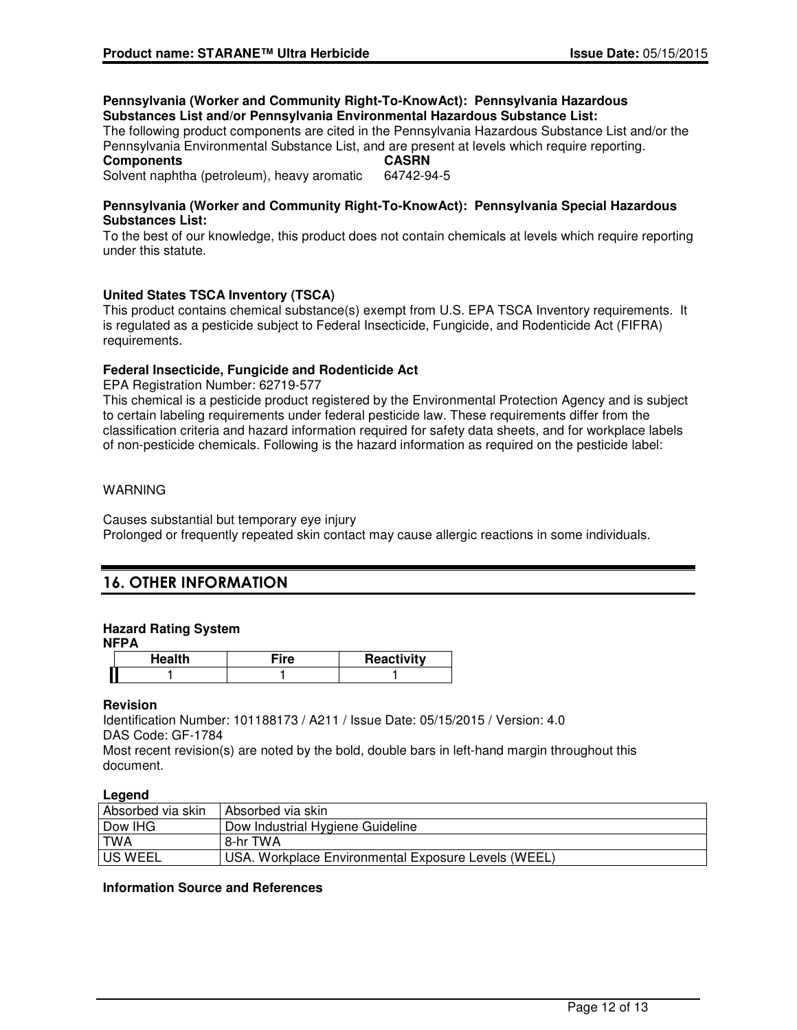**Pennsylvania (Worker and Community Right-To-KnowAct): Pennsylvania Hazardous Substances List and/or Pennsylvania Environmental Hazardous Substance List:**
The following product components are cited in the Pennsylvania Hazardous Substance List and/or the Pennsylvania Environmental Substance List, and are present at levels which require reporting.

| **Components** | **CASRN** |
|---|---|
| Solvent naphtha (petroleum), heavy aromatic | 64742-94-5 |

**Pennsylvania (Worker and Community Right-To-KnowAct): Pennsylvania Special Hazardous Substances List:**
To the best of our knowledge, this product does not contain chemicals at levels which require reporting under this statute.

**United States TSCA Inventory (TSCA)**
This product contains chemical substance(s) exempt from U.S. EPA TSCA Inventory requirements. It is regulated as a pesticide subject to Federal Insecticide, Fungicide, and Rodenticide Act (FIFRA) requirements.

**Federal Insecticide, Fungicide and Rodenticide Act**
EPA Registration Number: 62719-577
This chemical is a pesticide product registered by the Environmental Protection Agency and is subject to certain labeling requirements under federal pesticide law. These requirements differ from the classification criteria and hazard information required for safety data sheets, and for workplace labels of non-pesticide chemicals. Following is the hazard information as required on the pesticide label:

WARNING

Causes substantial but temporary eye injury
Prolonged or frequently repeated skin contact may cause allergic reactions in some individuals.

## 16. OTHER INFORMATION

**Hazard Rating System**
**NFPA**

| Health | Fire | Reactivity |
|---|---|---|
| 1 | 1 | 1 |

**Revision**
Identification Number: 101188173 / A211 / Issue Date: 05/15/2015 / Version: 4.0
DAS Code: GF-1784
Most recent revision(s) are noted by the bold, double bars in left-hand margin throughout this document.

**Legend**

| | |
|---|---|
| Absorbed via skin | Absorbed via skin |
| Dow IHG | Dow Industrial Hygiene Guideline |
| TWA | 8-hr TWA |
| US WEEL | USA. Workplace Environmental Exposure Levels (WEEL) |

**Information Source and References**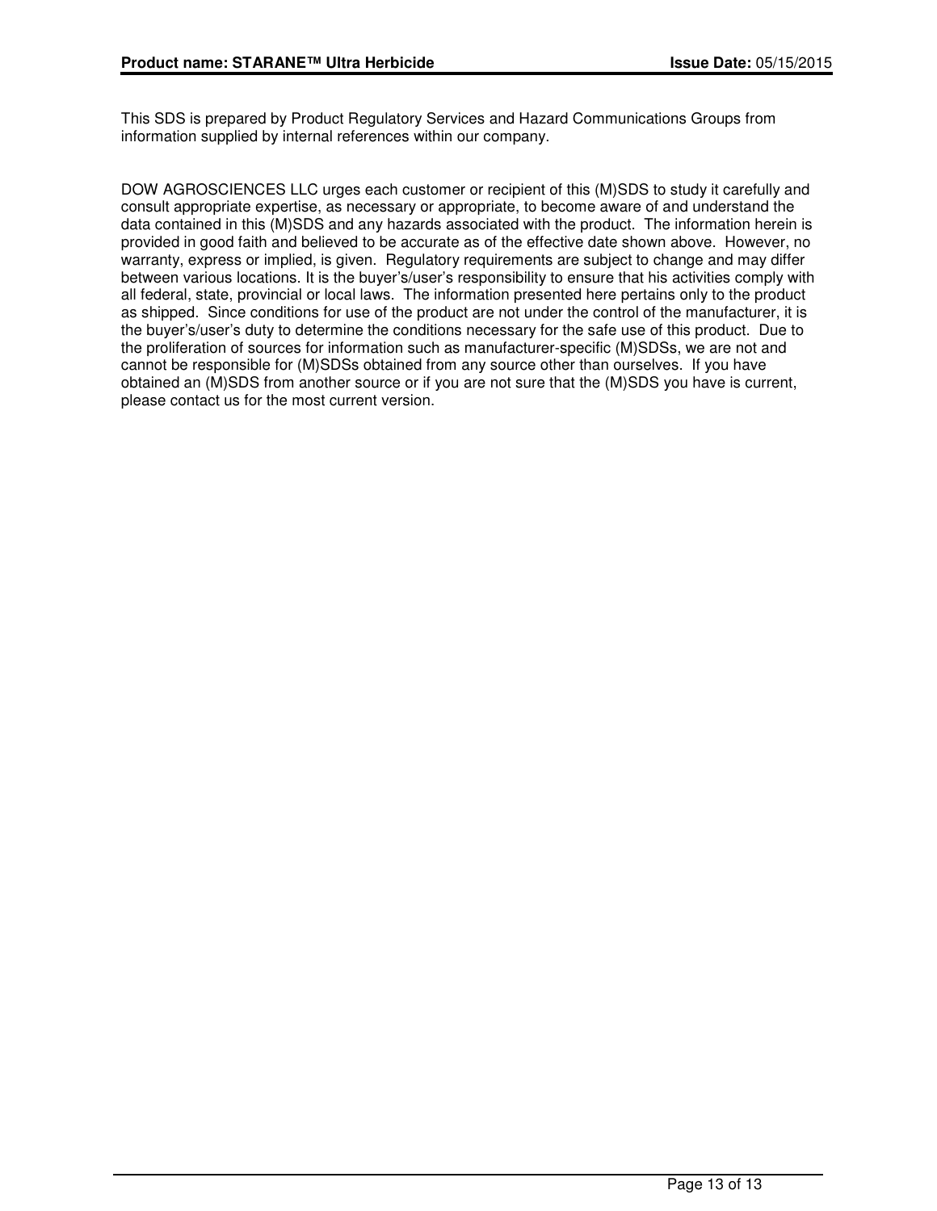This SDS is prepared by Product Regulatory Services and Hazard Communications Groups from information supplied by internal references within our company.

DOW AGROSCIENCES LLC urges each customer or recipient of this (M)SDS to study it carefully and consult appropriate expertise, as necessary or appropriate, to become aware of and understand the data contained in this (M)SDS and any hazards associated with the product. The information herein is provided in good faith and believed to be accurate as of the effective date shown above. However, no warranty, express or implied, is given. Regulatory requirements are subject to change and may differ between various locations. It is the buyer's/user's responsibility to ensure that his activities comply with all federal, state, provincial or local laws. The information presented here pertains only to the product as shipped. Since conditions for use of the product are not under the control of the manufacturer, it is the buyer's/user's duty to determine the conditions necessary for the safe use of this product. Due to the proliferation of sources for information such as manufacturer-specific (M)SDSs, we are not and cannot be responsible for (M)SDSs obtained from any source other than ourselves. If you have obtained an (M)SDS from another source or if you are not sure that the (M)SDS you have is current, please contact us for the most current version.